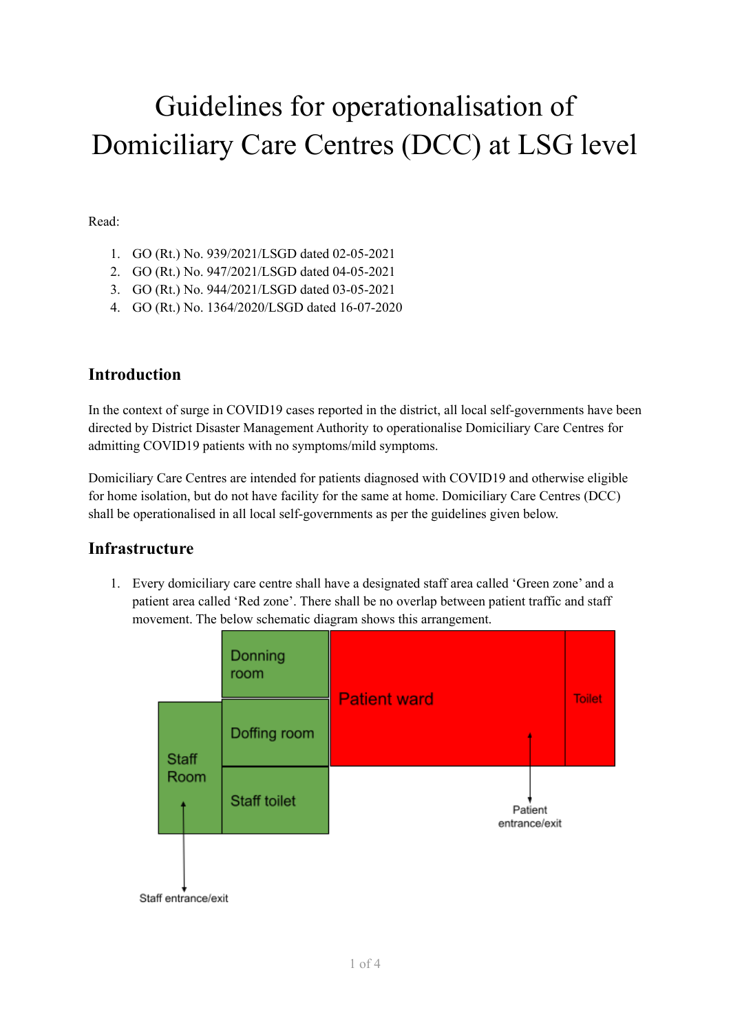# Guidelines for operationalisation of Domiciliary Care Centres (DCC) at LSG level

Read:

1. GO (Rt.) No. 939/2021/LSGD dated 02-05-2021
2. GO (Rt.) No. 947/2021/LSGD dated 04-05-2021
3. GO (Rt.) No. 944/2021/LSGD dated 03-05-2021
4. GO (Rt.) No. 1364/2020/LSGD dated 16-07-2020

## Introduction

In the context of surge in COVID19 cases reported in the district, all local self-governments have been directed by District Disaster Management Authority to operationalise Domiciliary Care Centres for admitting COVID19 patients with no symptoms/mild symptoms.

Domiciliary Care Centres are intended for patients diagnosed with COVID19 and otherwise eligible for home isolation, but do not have facility for the same at home. Domiciliary Care Centres (DCC) shall be operationalised in all local self-governments as per the guidelines given below.

## Infrastructure

1. Every domiciliary care centre shall have a designated staff area called 'Green zone' and a patient area called 'Red zone'. There shall be no overlap between patient traffic and staff movement. The below schematic diagram shows this arrangement.

Donning room

Doffing room

Staff Room

Staff toilet

Patient ward

Toilet

Patient entrance/exit

Staff entrance/exit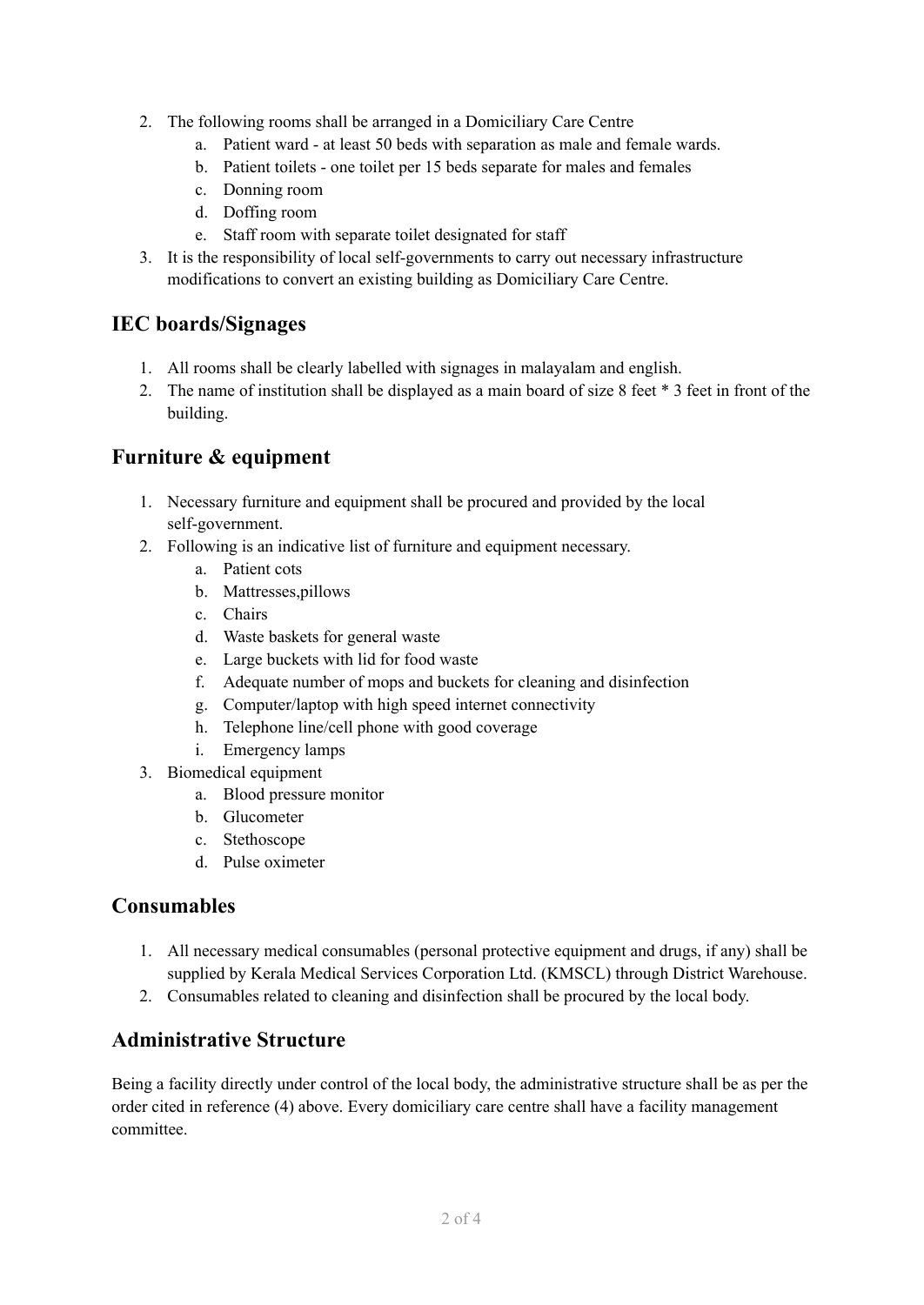2. The following rooms shall be arranged in a Domiciliary Care Centre
    a. Patient ward - at least 50 beds with separation as male and female wards.
    b. Patient toilets - one toilet per 15 beds separate for males and females
    c. Donning room
    d. Doffing room
    e. Staff room with separate toilet designated for staff
3. It is the responsibility of local self-governments to carry out necessary infrastructure modifications to convert an existing building as Domiciliary Care Centre.

## IEC boards/Signages

1. All rooms shall be clearly labelled with signages in malayalam and english.
2. The name of institution shall be displayed as a main board of size 8 feet * 3 feet in front of the building.

## Furniture & equipment

1. Necessary furniture and equipment shall be procured and provided by the local self-government.
2. Following is an indicative list of furniture and equipment necessary.
    a. Patient cots
    b. Mattresses,pillows
    c. Chairs
    d. Waste baskets for general waste
    e. Large buckets with lid for food waste
    f. Adequate number of mops and buckets for cleaning and disinfection
    g. Computer/laptop with high speed internet connectivity
    h. Telephone line/cell phone with good coverage
    i. Emergency lamps
3. Biomedical equipment
    a. Blood pressure monitor
    b. Glucometer
    c. Stethoscope
    d. Pulse oximeter

## Consumables

1. All necessary medical consumables (personal protective equipment and drugs, if any) shall be supplied by Kerala Medical Services Corporation Ltd. (KMSCL) through District Warehouse.
2. Consumables related to cleaning and disinfection shall be procured by the local body.

## Administrative Structure

Being a facility directly under control of the local body, the administrative structure shall be as per the order cited in reference (4) above. Every domiciliary care centre shall have a facility management committee.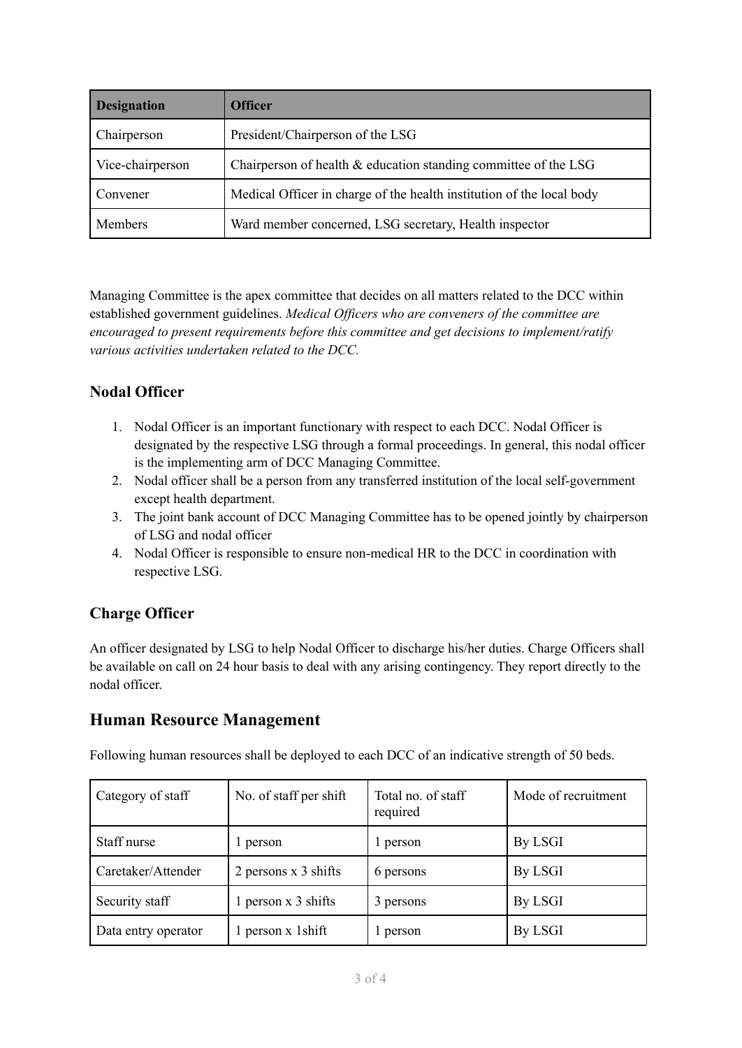| Designation | Officer |
|---|---|
| Chairperson | President/Chairperson of the LSG |
| Vice-chairperson | Chairperson of health & education standing committee of the LSG |
| Convener | Medical Officer in charge of the health institution of the local body |
| Members | Ward member concerned, LSG secretary, Health inspector |

Managing Committee is the apex committee that decides on all matters related to the DCC within established government guidelines. *Medical Officers who are conveners of the committee are encouraged to present requirements before this committee and get decisions to implement/ratify various activities undertaken related to the DCC.*

### Nodal Officer

1. Nodal Officer is an important functionary with respect to each DCC. Nodal Officer is designated by the respective LSG through a formal proceedings. In general, this nodal officer is the implementing arm of DCC Managing Committee.
2. Nodal officer shall be a person from any transferred institution of the local self-government except health department.
3. The joint bank account of DCC Managing Committee has to be opened jointly by chairperson of LSG and nodal officer
4. Nodal Officer is responsible to ensure non-medical HR to the DCC in coordination with respective LSG.

### Charge Officer

An officer designated by LSG to help Nodal Officer to discharge his/her duties. Charge Officers shall be available on call on 24 hour basis to deal with any arising contingency. They report directly to the nodal officer.

## Human Resource Management

Following human resources shall be deployed to each DCC of an indicative strength of 50 beds.

| Category of staff | No. of staff per shift | Total no. of staff required | Mode of recruitment |
|---|---|---|---|
| Staff nurse | 1 person | 1 person | By LSGI |
| Caretaker/Attender | 2 persons x 3 shifts | 6 persons | By LSGI |
| Security staff | 1 person x 3 shifts | 3 persons | By LSGI |
| Data entry operator | 1 person x 1shift | 1 person | By LSGI |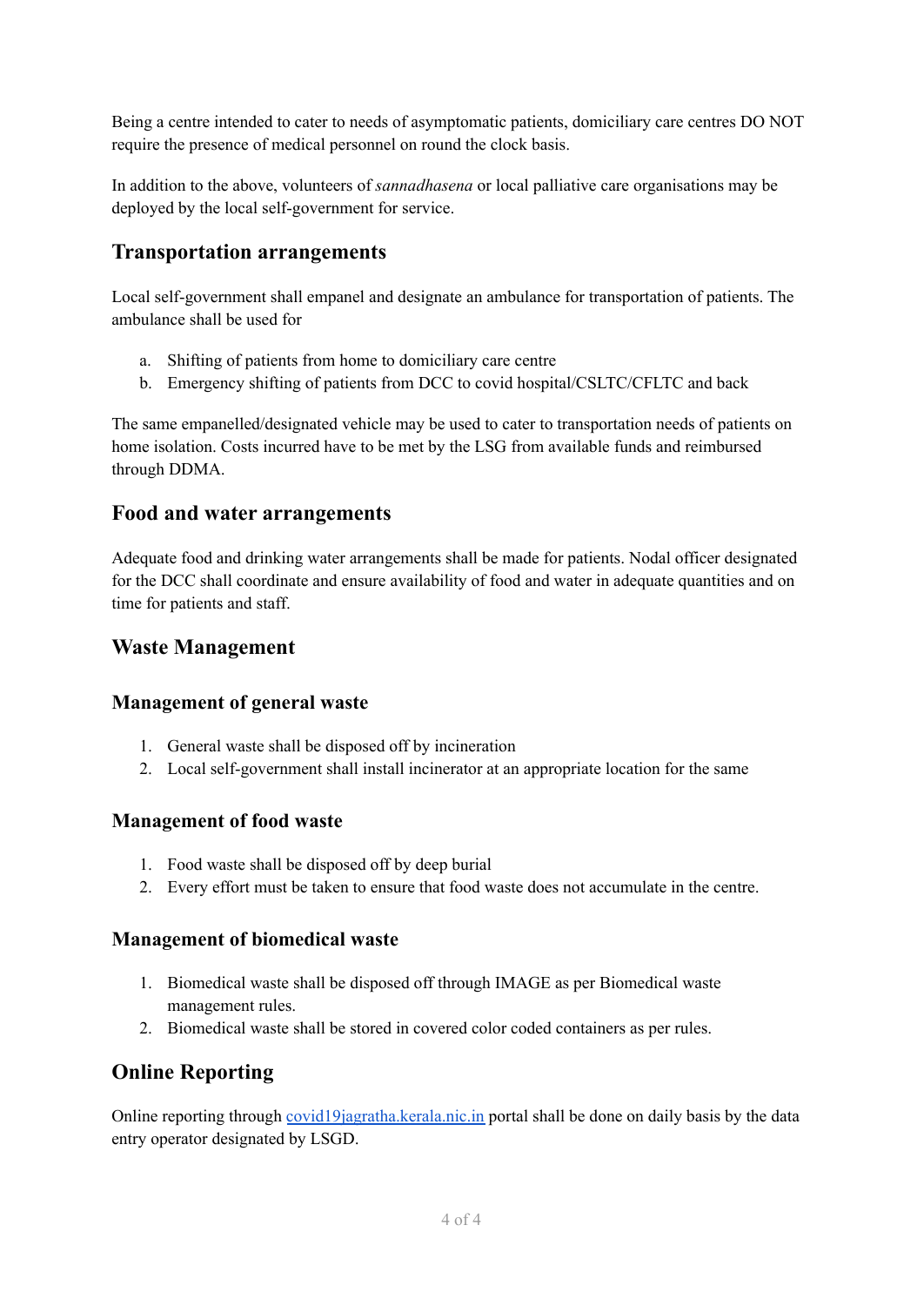Being a centre intended to cater to needs of asymptomatic patients, domiciliary care centres DO NOT require the presence of medical personnel on round the clock basis.

In addition to the above, volunteers of *sannadhasena* or local palliative care organisations may be deployed by the local self-government for service.

## Transportation arrangements

Local self-government shall empanel and designate an ambulance for transportation of patients. The ambulance shall be used for

a. Shifting of patients from home to domiciliary care centre
b. Emergency shifting of patients from DCC to covid hospital/CSLTC/CFLTC and back

The same empanelled/designated vehicle may be used to cater to transportation needs of patients on home isolation. Costs incurred have to be met by the LSG from available funds and reimbursed through DDMA.

## Food and water arrangements

Adequate food and drinking water arrangements shall be made for patients. Nodal officer designated for the DCC shall coordinate and ensure availability of food and water in adequate quantities and on time for patients and staff.

## Waste Management

### Management of general waste

1. General waste shall be disposed off by incineration
2. Local self-government shall install incinerator at an appropriate location for the same

### Management of food waste

1. Food waste shall be disposed off by deep burial
2. Every effort must be taken to ensure that food waste does not accumulate in the centre.

### Management of biomedical waste

1. Biomedical waste shall be disposed off through IMAGE as per Biomedical waste management rules.
2. Biomedical waste shall be stored in covered color coded containers as per rules.

## Online Reporting

Online reporting through [covid19jagratha.kerala.nic.in](covid19jagratha.kerala.nic.in) portal shall be done on daily basis by the data entry operator designated by LSGD.